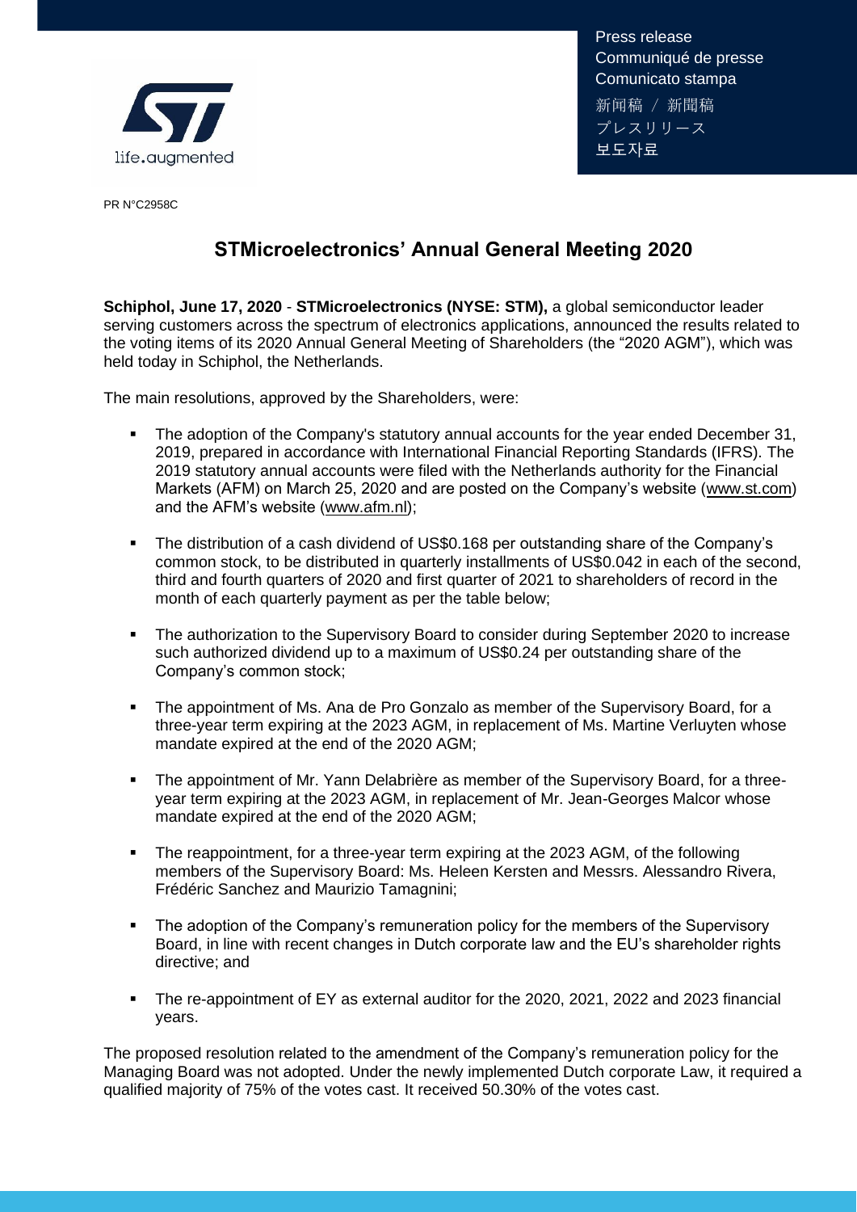Press release
Communiqué de presse
Comunicato stampa
新闻稿 / 新聞稿
プレスリリース
보도자료

life.augmented

PR N°C2958C

# STMicroelectronics' Annual General Meeting 2020

**Schiphol, June 17, 2020** - **STMicroelectronics (NYSE: STM),** a global semiconductor leader serving customers across the spectrum of electronics applications, announced the results related to the voting items of its 2020 Annual General Meeting of Shareholders (the "2020 AGM"), which was held today in Schiphol, the Netherlands.

The main resolutions, approved by the Shareholders, were:

- The adoption of the Company's statutory annual accounts for the year ended December 31, 2019, prepared in accordance with International Financial Reporting Standards (IFRS). The 2019 statutory annual accounts were filed with the Netherlands authority for the Financial Markets (AFM) on March 25, 2020 and are posted on the Company's website (www.st.com) and the AFM's website (www.afm.nl);
- The distribution of a cash dividend of US$0.168 per outstanding share of the Company's common stock, to be distributed in quarterly installments of US$0.042 in each of the second, third and fourth quarters of 2020 and first quarter of 2021 to shareholders of record in the month of each quarterly payment as per the table below;
- The authorization to the Supervisory Board to consider during September 2020 to increase such authorized dividend up to a maximum of US$0.24 per outstanding share of the Company's common stock;
- The appointment of Ms. Ana de Pro Gonzalo as member of the Supervisory Board, for a three-year term expiring at the 2023 AGM, in replacement of Ms. Martine Verluyten whose mandate expired at the end of the 2020 AGM;
- The appointment of Mr. Yann Delabrière as member of the Supervisory Board, for a three-year term expiring at the 2023 AGM, in replacement of Mr. Jean-Georges Malcor whose mandate expired at the end of the 2020 AGM;
- The reappointment, for a three-year term expiring at the 2023 AGM, of the following members of the Supervisory Board: Ms. Heleen Kersten and Messrs. Alessandro Rivera, Frédéric Sanchez and Maurizio Tamagnini;
- The adoption of the Company's remuneration policy for the members of the Supervisory Board, in line with recent changes in Dutch corporate law and the EU's shareholder rights directive; and
- The re-appointment of EY as external auditor for the 2020, 2021, 2022 and 2023 financial years.

The proposed resolution related to the amendment of the Company's remuneration policy for the Managing Board was not adopted. Under the newly implemented Dutch corporate Law, it required a qualified majority of 75% of the votes cast. It received 50.30% of the votes cast.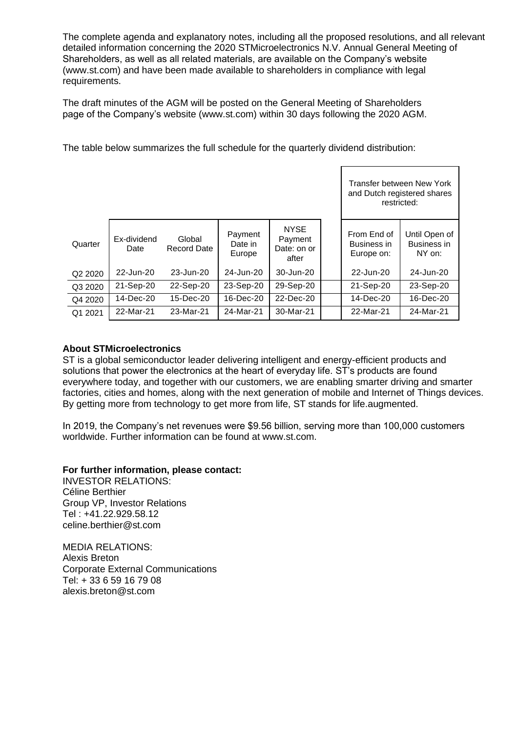The complete agenda and explanatory notes, including all the proposed resolutions, and all relevant detailed information concerning the 2020 STMicroelectronics N.V. Annual General Meeting of Shareholders, as well as all related materials, are available on the Company's website (www.st.com) and have been made available to shareholders in compliance with legal requirements.

The draft minutes of the AGM will be posted on the General Meeting of Shareholders page of the Company's website (www.st.com) within 30 days following the 2020 AGM.

The table below summarizes the full schedule for the quarterly dividend distribution:

| | | | | | Transfer between New York and Dutch registered shares restricted: | |
|---|---|---|---|---|---|---|
| Quarter | Ex-dividend Date | Global Record Date | Payment Date in Europe | NYSE Payment Date: on or after | From End of Business in Europe on: | Until Open of Business in NY on: |
| Q2 2020 | 22-Jun-20 | 23-Jun-20 | 24-Jun-20 | 30-Jun-20 | 22-Jun-20 | 24-Jun-20 |
| Q3 2020 | 21-Sep-20 | 22-Sep-20 | 23-Sep-20 | 29-Sep-20 | 21-Sep-20 | 23-Sep-20 |
| Q4 2020 | 14-Dec-20 | 15-Dec-20 | 16-Dec-20 | 22-Dec-20 | 14-Dec-20 | 16-Dec-20 |
| Q1 2021 | 22-Mar-21 | 23-Mar-21 | 24-Mar-21 | 30-Mar-21 | 22-Mar-21 | 24-Mar-21 |

**About STMicroelectronics**

ST is a global semiconductor leader delivering intelligent and energy-efficient products and solutions that power the electronics at the heart of everyday life. ST's products are found everywhere today, and together with our customers, we are enabling smarter driving and smarter factories, cities and homes, along with the next generation of mobile and Internet of Things devices. By getting more from technology to get more from life, ST stands for life.augmented.

In 2019, the Company's net revenues were $9.56 billion, serving more than 100,000 customers worldwide. Further information can be found at www.st.com.

**For further information, please contact:**

INVESTOR RELATIONS:
Céline Berthier
Group VP, Investor Relations
Tel : +41.22.929.58.12
celine.berthier@st.com

MEDIA RELATIONS:
Alexis Breton
Corporate External Communications
Tel: + 33 6 59 16 79 08
alexis.breton@st.com